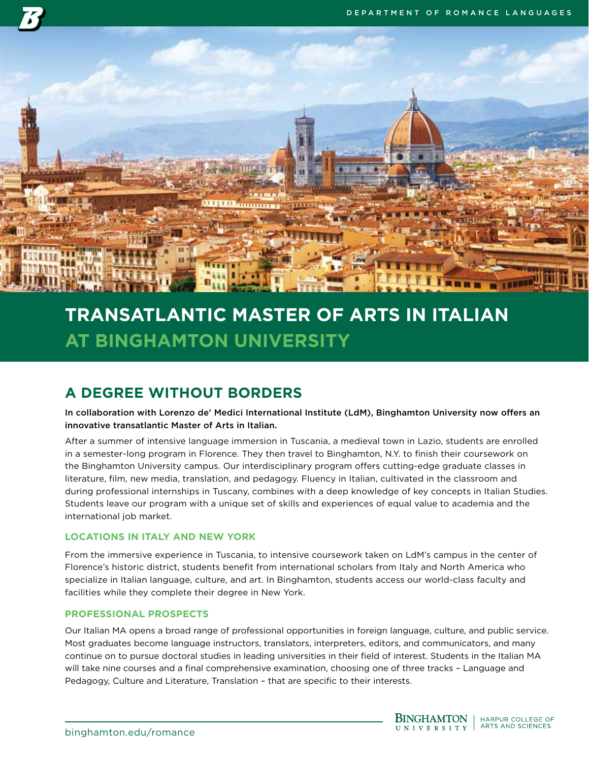DEPARTMENT OF ROMANCE LANGUAGES

# TRANSATLANTIC MASTER OF ARTS IN ITALIAN AT BINGHAMTON UNIVERSITY

## A DEGREE WITHOUT BORDERS

**In collaboration with Lorenzo de' Medici International Institute (LdM), Binghamton University now offers an innovative transatlantic Master of Arts in Italian.**

After a summer of intensive language immersion in Tuscania, a medieval town in Lazio, students are enrolled in a semester-long program in Florence. They then travel to Binghamton, N.Y. to finish their coursework on the Binghamton University campus. Our interdisciplinary program offers cutting-edge graduate classes in literature, film, new media, translation, and pedagogy. Fluency in Italian, cultivated in the classroom and during professional internships in Tuscany, combines with a deep knowledge of key concepts in Italian Studies. Students leave our program with a unique set of skills and experiences of equal value to academia and the international job market.

### LOCATIONS IN ITALY AND NEW YORK

From the immersive experience in Tuscania, to intensive coursework taken on LdM's campus in the center of Florence's historic district, students benefit from international scholars from Italy and North America who specialize in Italian language, culture, and art. In Binghamton, students access our world-class faculty and facilities while they complete their degree in New York.

### PROFESSIONAL PROSPECTS

Our Italian MA opens a broad range of professional opportunities in foreign language, culture, and public service. Most graduates become language instructors, translators, interpreters, editors, and communicators, and many continue on to pursue doctoral studies in leading universities in their field of interest. Students in the Italian MA will take nine courses and a final comprehensive examination, choosing one of three tracks – Language and Pedagogy, Culture and Literature, Translation – that are specific to their interests.

binghamton.edu/romance

BINGHAMTON UNIVERSITY | HARPUR COLLEGE OF ARTS AND SCIENCES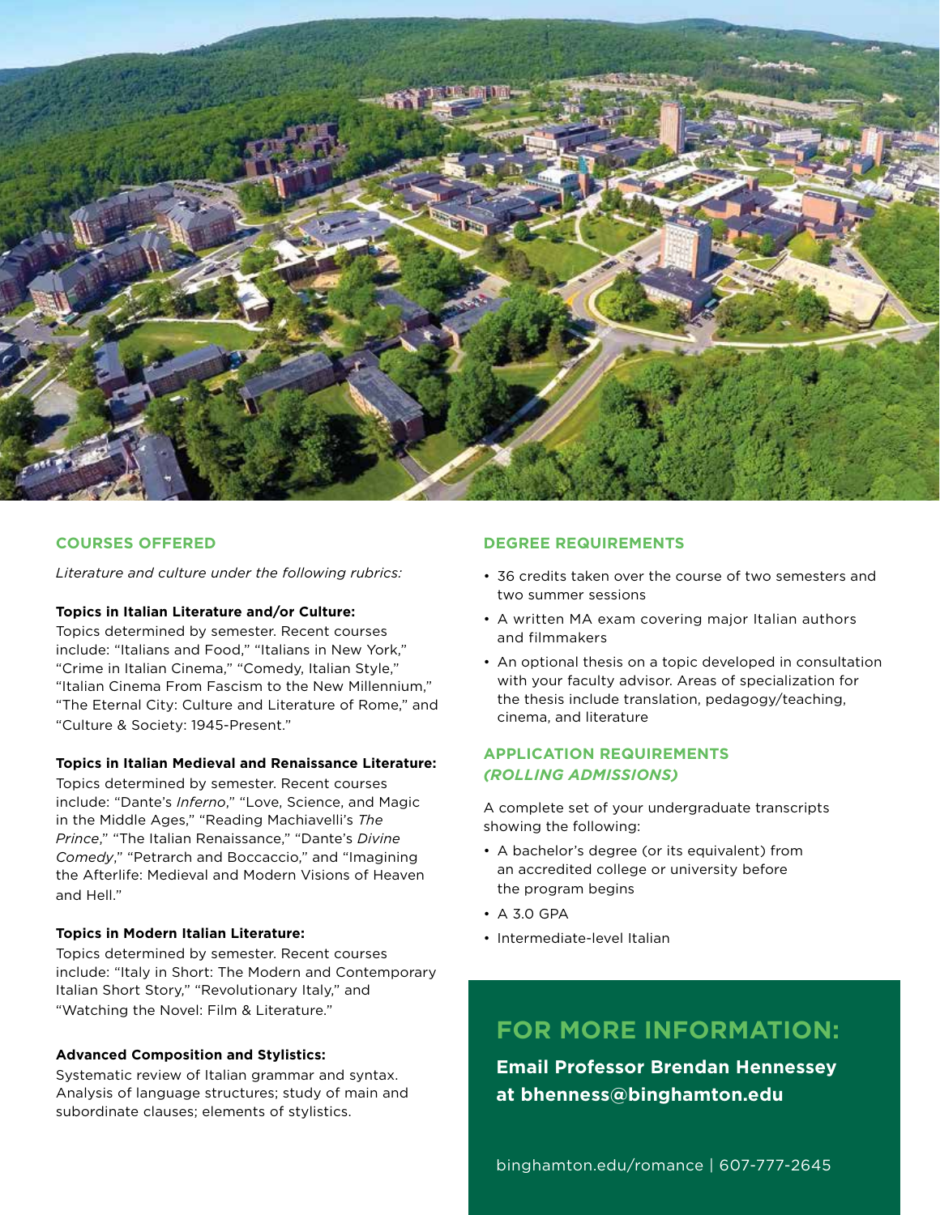## COURSES OFFERED

*Literature and culture under the following rubrics:*

**Topics in Italian Literature and/or Culture:**
Topics determined by semester. Recent courses include: "Italians and Food," "Italians in New York," "Crime in Italian Cinema," "Comedy, Italian Style," "Italian Cinema From Fascism to the New Millennium," "The Eternal City: Culture and Literature of Rome," and "Culture & Society: 1945-Present."

**Topics in Italian Medieval and Renaissance Literature:**
Topics determined by semester. Recent courses include: "Dante's *Inferno*," "Love, Science, and Magic in the Middle Ages," "Reading Machiavelli's *The Prince*," "The Italian Renaissance," "Dante's *Divine Comedy*," "Petrarch and Boccaccio," and "Imagining the Afterlife: Medieval and Modern Visions of Heaven and Hell."

**Topics in Modern Italian Literature:**
Topics determined by semester. Recent courses include: "Italy in Short: The Modern and Contemporary Italian Short Story," "Revolutionary Italy," and "Watching the Novel: Film & Literature."

**Advanced Composition and Stylistics:**
Systematic review of Italian grammar and syntax. Analysis of language structures; study of main and subordinate clauses; elements of stylistics.

## DEGREE REQUIREMENTS

- 36 credits taken over the course of two semesters and two summer sessions
- A written MA exam covering major Italian authors and filmmakers
- An optional thesis on a topic developed in consultation with your faculty advisor. Areas of specialization for the thesis include translation, pedagogy/teaching, cinema, and literature

## APPLICATION REQUIREMENTS *(ROLLING ADMISSIONS)*

A complete set of your undergraduate transcripts showing the following:

- A bachelor's degree (or its equivalent) from an accredited college or university before the program begins
- A 3.0 GPA
- Intermediate-level Italian

## FOR MORE INFORMATION:

**Email Professor Brendan Hennessey at bhenness@binghamton.edu**

binghamton.edu/romance | 607-777-2645